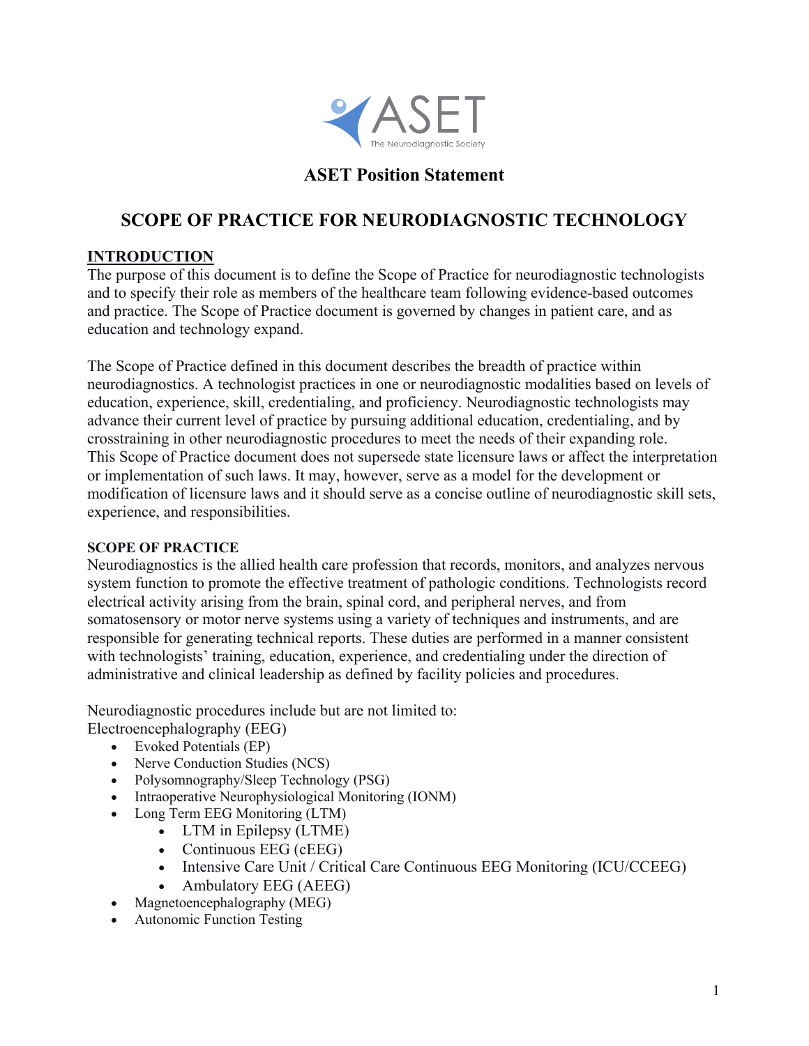# ASET Position Statement

## SCOPE OF PRACTICE FOR NEURODIAGNOSTIC TECHNOLOGY

### INTRODUCTION

The purpose of this document is to define the Scope of Practice for neurodiagnostic technologists and to specify their role as members of the healthcare team following evidence-based outcomes and practice. The Scope of Practice document is governed by changes in patient care, and as education and technology expand.

The Scope of Practice defined in this document describes the breadth of practice within neurodiagnostics. A technologist practices in one or neurodiagnostic modalities based on levels of education, experience, skill, credentialing, and proficiency. Neurodiagnostic technologists may advance their current level of practice by pursuing additional education, credentialing, and by crosstraining in other neurodiagnostic procedures to meet the needs of their expanding role. This Scope of Practice document does not supersede state licensure laws or affect the interpretation or implementation of such laws. It may, however, serve as a model for the development or modification of licensure laws and it should serve as a concise outline of neurodiagnostic skill sets, experience, and responsibilities.

### SCOPE OF PRACTICE

Neurodiagnostics is the allied health care profession that records, monitors, and analyzes nervous system function to promote the effective treatment of pathologic conditions. Technologists record electrical activity arising from the brain, spinal cord, and peripheral nerves, and from somatosensory or motor nerve systems using a variety of techniques and instruments, and are responsible for generating technical reports. These duties are performed in a manner consistent with technologists' training, education, experience, and credentialing under the direction of administrative and clinical leadership as defined by facility policies and procedures.

Neurodiagnostic procedures include but are not limited to:
Electroencephalography (EEG)

- Evoked Potentials (EP)
- Nerve Conduction Studies (NCS)
- Polysomnography/Sleep Technology (PSG)
- Intraoperative Neurophysiological Monitoring (IONM)
- Long Term EEG Monitoring (LTM)
  - LTM in Epilepsy (LTME)
  - Continuous EEG (cEEG)
  - Intensive Care Unit / Critical Care Continuous EEG Monitoring (ICU/CCEEG)
  - Ambulatory EEG (AEEG)
- Magnetoencephalography (MEG)
- Autonomic Function Testing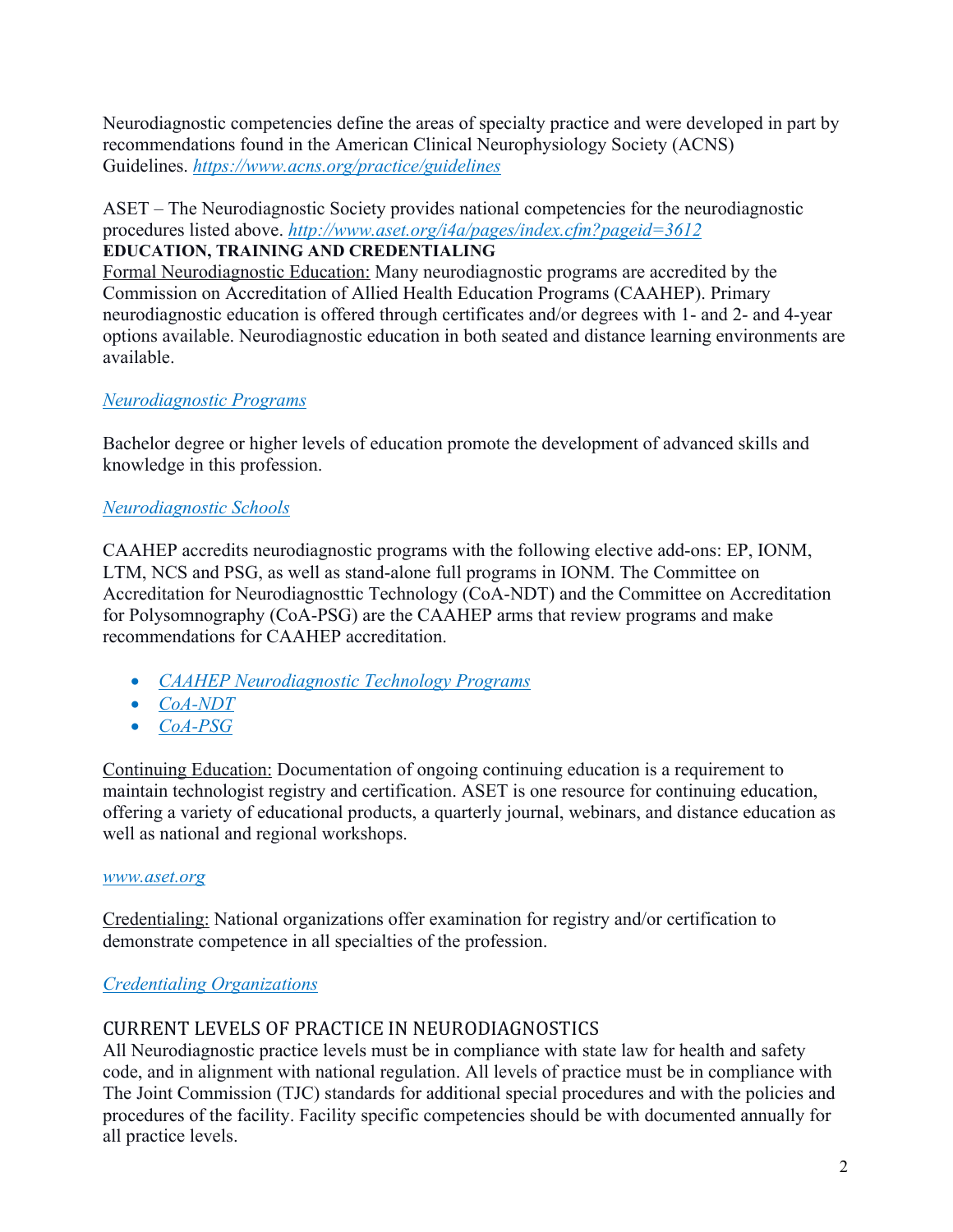Neurodiagnostic competencies define the areas of specialty practice and were developed in part by recommendations found in the American Clinical Neurophysiology Society (ACNS) Guidelines. *https://www.acns.org/practice/guidelines*

ASET – The Neurodiagnostic Society provides national competencies for the neurodiagnostic procedures listed above. *http://www.aset.org/i4a/pages/index.cfm?pageid=3612*

**EDUCATION, TRAINING AND CREDENTIALING**

Formal Neurodiagnostic Education: Many neurodiagnostic programs are accredited by the Commission on Accreditation of Allied Health Education Programs (CAAHEP). Primary neurodiagnostic education is offered through certificates and/or degrees with 1- and 2- and 4-year options available. Neurodiagnostic education in both seated and distance learning environments are available.

*Neurodiagnostic Programs*

Bachelor degree or higher levels of education promote the development of advanced skills and knowledge in this profession.

*Neurodiagnostic Schools*

CAAHEP accredits neurodiagnostic programs with the following elective add-ons: EP, IONM, LTM, NCS and PSG, as well as stand-alone full programs in IONM. The Committee on Accreditation for Neurodiagnosttic Technology (CoA-NDT) and the Committee on Accreditation for Polysomnography (CoA-PSG) are the CAAHEP arms that review programs and make recommendations for CAAHEP accreditation.

- *CAAHEP Neurodiagnostic Technology Programs*
- *CoA-NDT*
- *CoA-PSG*

Continuing Education: Documentation of ongoing continuing education is a requirement to maintain technologist registry and certification. ASET is one resource for continuing education, offering a variety of educational products, a quarterly journal, webinars, and distance education as well as national and regional workshops.

*www.aset.org*

Credentialing: National organizations offer examination for registry and/or certification to demonstrate competence in all specialties of the profession.

*Credentialing Organizations*

## CURRENT LEVELS OF PRACTICE IN NEURODIAGNOSTICS

All Neurodiagnostic practice levels must be in compliance with state law for health and safety code, and in alignment with national regulation. All levels of practice must be in compliance with The Joint Commission (TJC) standards for additional special procedures and with the policies and procedures of the facility. Facility specific competencies should be with documented annually for all practice levels.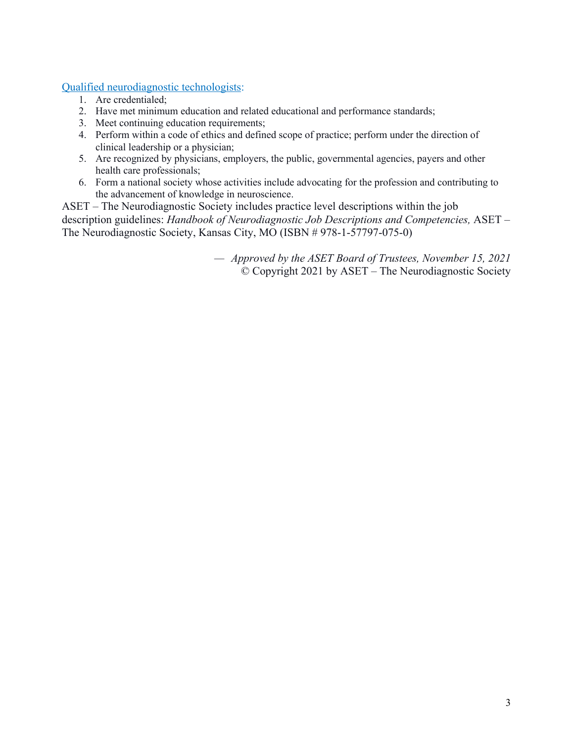Qualified neurodiagnostic technologists:

1. Are credentialed;
2. Have met minimum education and related educational and performance standards;
3. Meet continuing education requirements;
4. Perform within a code of ethics and defined scope of practice; perform under the direction of clinical leadership or a physician;
5. Are recognized by physicians, employers, the public, governmental agencies, payers and other health care professionals;
6. Form a national society whose activities include advocating for the profession and contributing to the advancement of knowledge in neuroscience.

ASET – The Neurodiagnostic Society includes practice level descriptions within the job description guidelines: *Handbook of Neurodiagnostic Job Descriptions and Competencies,* ASET – The Neurodiagnostic Society, Kansas City, MO (ISBN # 978-1-57797-075-0)

— *Approved by the ASET Board of Trustees, November 15, 2021*
© Copyright 2021 by ASET – The Neurodiagnostic Society